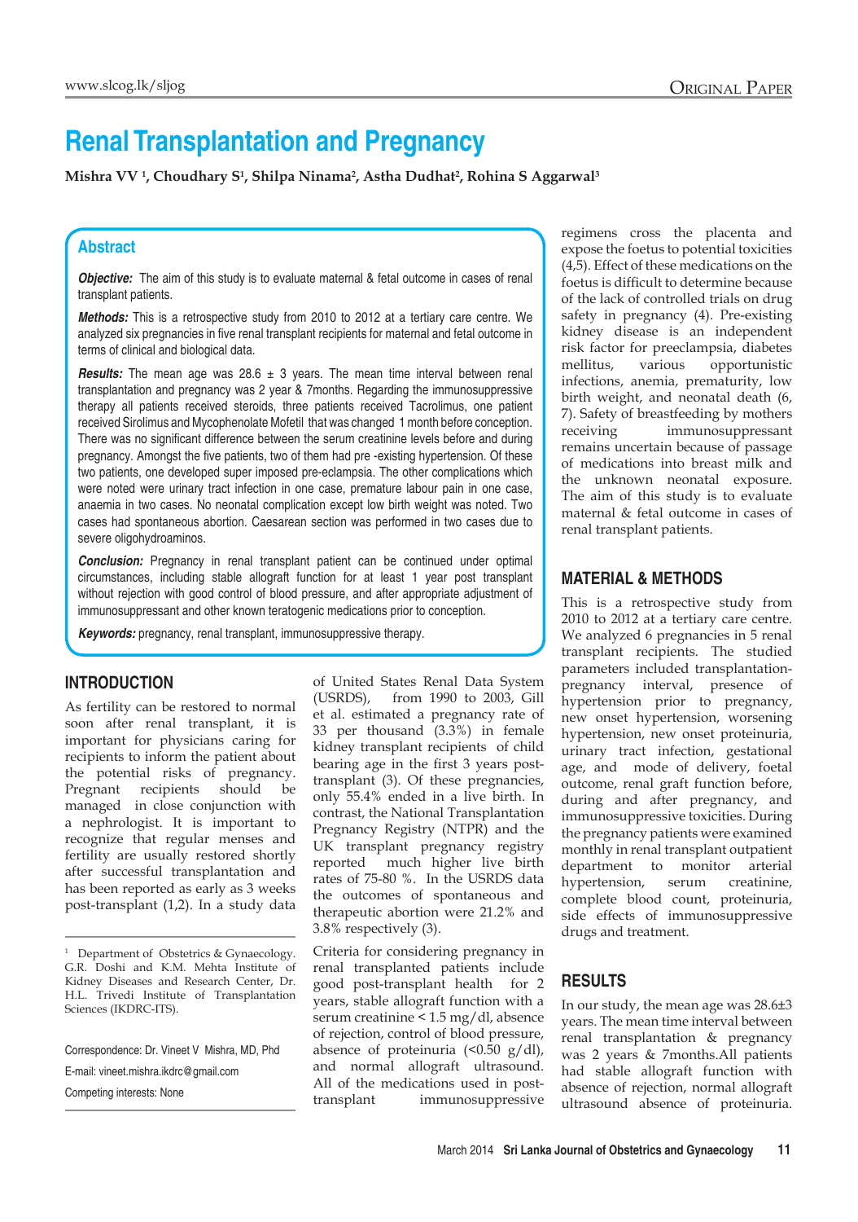# Renal Transplantation and Pregnancy

**Mishra VV [1], Choudhary S[1], Shilpa Ninama[2], Astha Dudhat[2], Rohina S Aggarwal[3]**

## Abstract

***Objective:*** The aim of this study is to evaluate maternal & fetal outcome in cases of renal transplant patients.

***Methods:*** This is a retrospective study from 2010 to 2012 at a tertiary care centre. We analyzed six pregnancies in five renal transplant recipients for maternal and fetal outcome in terms of clinical and biological data.

***Results:*** The mean age was 28.6 ± 3 years. The mean time interval between renal transplantation and pregnancy was 2 year & 7months. Regarding the immunosuppressive therapy all patients received steroids, three patients received Tacrolimus, one patient received Sirolimus and Mycophenolate Mofetil that was changed 1 month before conception. There was no significant difference between the serum creatinine levels before and during pregnancy. Amongst the five patients, two of them had pre -existing hypertension. Of these two patients, one developed super imposed pre-eclampsia. The other complications which were noted were urinary tract infection in one case, premature labour pain in one case, anaemia in two cases. No neonatal complication except low birth weight was noted. Two cases had spontaneous abortion. Caesarean section was performed in two cases due to severe oligohydroaminos.

***Conclusion:*** Pregnancy in renal transplant patient can be continued under optimal circumstances, including stable allograft function for at least 1 year post transplant without rejection with good control of blood pressure, and after appropriate adjustment of immunosuppressant and other known teratogenic medications prior to conception.

***Keywords:*** pregnancy, renal transplant, immunosuppressive therapy.

## INTRODUCTION

As fertility can be restored to normal soon after renal transplant, it is important for physicians caring for recipients to inform the patient about the potential risks of pregnancy. Pregnant recipients should be managed in close conjunction with a nephrologist. It is important to recognize that regular menses and fertility are usually restored shortly after successful transplantation and has been reported as early as 3 weeks post-transplant (1,2). In a study data of United States Renal Data System (USRDS), from 1990 to 2003, Gill et al. estimated a pregnancy rate of 33 per thousand (3.3%) in female kidney transplant recipients of child bearing age in the first 3 years post-transplant (3). Of these pregnancies, only 55.4% ended in a live birth. In contrast, the National Transplantation Pregnancy Registry (NTPR) and the UK transplant pregnancy registry reported much higher live birth rates of 75-80 %. In the USRDS data the outcomes of spontaneous and therapeutic abortion were 21.2% and 3.8% respectively (3).

Criteria for considering pregnancy in renal transplanted patients include good post-transplant health for 2 years, stable allograft function with a serum creatinine < 1.5 mg/dl, absence of rejection, control of blood pressure, absence of proteinuria (<0.50 g/dl), and normal allograft ultrasound. All of the medications used in post-transplant immunosuppressive regimens cross the placenta and expose the foetus to potential toxicities (4,5). Effect of these medications on the foetus is difficult to determine because of the lack of controlled trials on drug safety in pregnancy (4). Pre-existing kidney disease is an independent risk factor for preeclampsia, diabetes mellitus, various opportunistic infections, anemia, prematurity, low birth weight, and neonatal death (6, 7). Safety of breastfeeding by mothers receiving immunosuppressant remains uncertain because of passage of medications into breast milk and the unknown neonatal exposure. The aim of this study is to evaluate maternal & fetal outcome in cases of renal transplant patients.

## MATERIAL & METHODS

This is a retrospective study from 2010 to 2012 at a tertiary care centre. We analyzed 6 pregnancies in 5 renal transplant recipients. The studied parameters included transplantation-pregnancy interval, presence of hypertension prior to pregnancy, new onset hypertension, worsening hypertension, new onset proteinuria, urinary tract infection, gestational age, and mode of delivery, foetal outcome, renal graft function before, during and after pregnancy, and immunosuppressive toxicities. During the pregnancy patients were examined monthly in renal transplant outpatient department to monitor arterial hypertension, serum creatinine, complete blood count, proteinuria, side effects of immunosuppressive drugs and treatment.

## RESULTS

In our study, the mean age was 28.6±3 years. The mean time interval between renal transplantation & pregnancy was 2 years & 7months.All patients had stable allograft function with absence of rejection, normal allograft ultrasound absence of proteinuria.

---

[1] Department of Obstetrics & Gynaecology. G.R. Doshi and K.M. Mehta Institute of Kidney Diseases and Research Center, Dr. H.L. Trivedi Institute of Transplantation Sciences (IKDRC-ITS).

Correspondence: Dr. Vineet V Mishra, MD, Phd

E-mail: vineet.mishra.ikdrc@gmail.com

Competing interests: None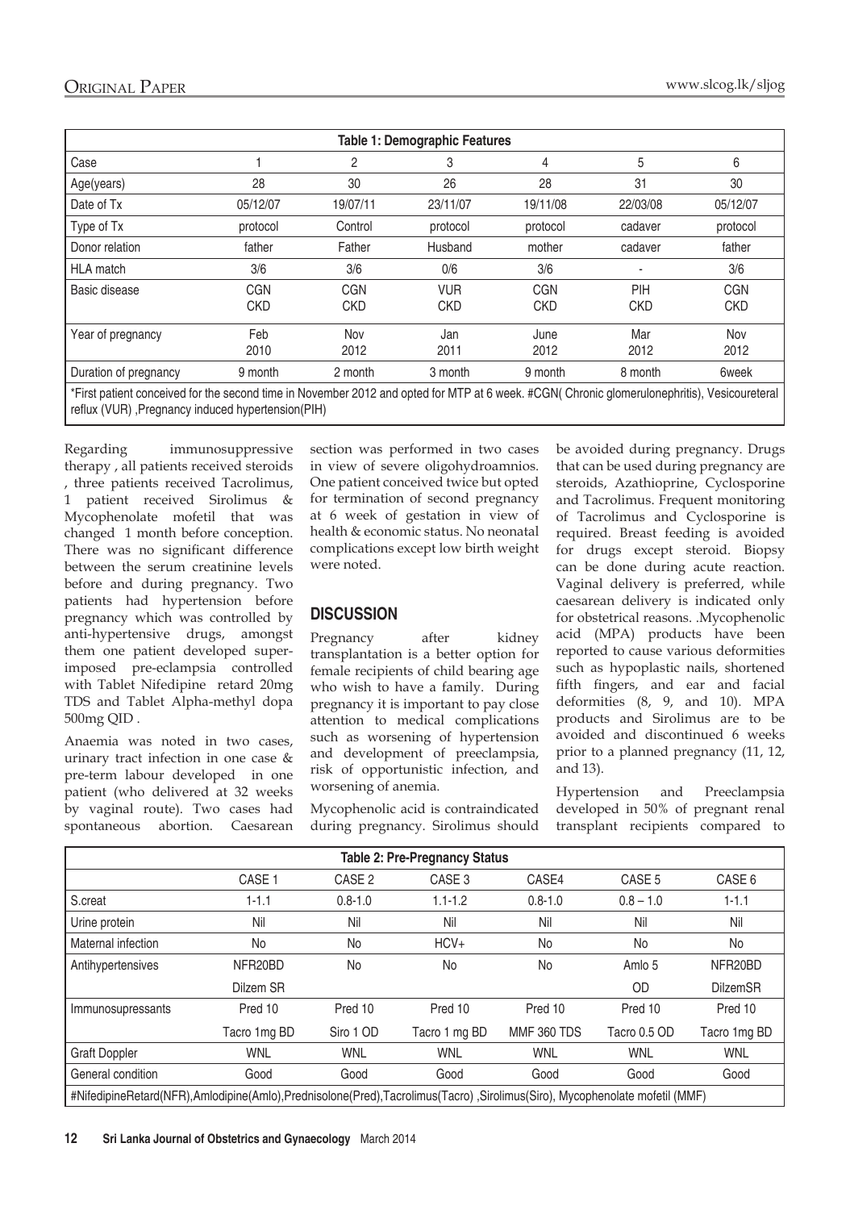| Table 1: Demographic Features | | | | | | |
|---|---|---|---|---|---|---|
| Case | 1 | 2 | 3 | 4 | 5 | 6 |
| Age(years) | 28 | 30 | 26 | 28 | 31 | 30 |
| Date of Tx | 05/12/07 | 19/07/11 | 23/11/07 | 19/11/08 | 22/03/08 | 05/12/07 |
| Type of Tx | protocol | Control | protocol | protocol | cadaver | protocol |
| Donor relation | father | Father | Husband | mother | cadaver | father |
| HLA match | 3/6 | 3/6 | 0/6 | 3/6 | - | 3/6 |
| Basic disease | CGN CKD | CGN CKD | VUR CKD | CGN CKD | PIH CKD | CGN CKD |
| Year of pregnancy | Feb 2010 | Nov 2012 | Jan 2011 | June 2012 | Mar 2012 | Nov 2012 |
| Duration of pregnancy | 9 month | 2 month | 3 month | 9 month | 8 month | 6week |

*First patient conceived for the second time in November 2012 and opted for MTP at 6 week. #CGN( Chronic glomerulonephritis), Vesicoureteral reflux (VUR) ,Pregnancy induced hypertension(PIH)

Regarding immunosuppressive therapy , all patients received steroids , three patients received Tacrolimus, 1 patient received Sirolimus & Mycophenolate mofetil that was changed 1 month before conception. There was no significant difference between the serum creatinine levels before and during pregnancy. Two patients had hypertension before pregnancy which was controlled by anti-hypertensive drugs, amongst them one patient developed super-imposed pre-eclampsia controlled with Tablet Nifedipine retard 20mg TDS and Tablet Alpha-methyl dopa 500mg QID .

Anaemia was noted in two cases, urinary tract infection in one case & pre-term labour developed in one patient (who delivered at 32 weeks by vaginal route). Two cases had spontaneous abortion. Caesarean section was performed in two cases in view of severe oligohydroamnios. One patient conceived twice but opted for termination of second pregnancy at 6 week of gestation in view of health & economic status. No neonatal complications except low birth weight were noted.

## DISCUSSION

Pregnancy after kidney transplantation is a better option for female recipients of child bearing age who wish to have a family. During pregnancy it is important to pay close attention to medical complications such as worsening of hypertension and development of preeclampsia, risk of opportunistic infection, and worsening of anemia.

Mycophenolic acid is contraindicated during pregnancy. Sirolimus should be avoided during pregnancy. Drugs that can be used during pregnancy are steroids, Azathioprine, Cyclosporine and Tacrolimus. Frequent monitoring of Tacrolimus and Cyclosporine is required. Breast feeding is avoided for drugs except steroid. Biopsy can be done during acute reaction. Vaginal delivery is preferred, while caesarean delivery is indicated only for obstetrical reasons. .Mycophenolic acid (MPA) products have been reported to cause various deformities such as hypoplastic nails, shortened fifth fingers, and ear and facial deformities (8, 9, and 10). MPA products and Sirolimus are to be avoided and discontinued 6 weeks prior to a planned pregnancy (11, 12, and 13).

Hypertension and Preeclampsia developed in 50% of pregnant renal transplant recipients compared to

| Table 2: Pre-Pregnancy Status | | | | | | |
|---|---|---|---|---|---|---|
| | CASE 1 | CASE 2 | CASE 3 | CASE4 | CASE 5 | CASE 6 |
| S.creat | 1-1.1 | 0.8-1.0 | 1.1-1.2 | 0.8-1.0 | 0.8 – 1.0 | 1-1.1 |
| Urine protein | Nil | Nil | Nil | Nil | Nil | Nil |
| Maternal infection | No | No | HCV+ | No | No | No |
| Antihypertensives | NFR20BD Dilzem SR | No | No | No | Amlo 5 OD | NFR20BD DilzemSR |
| Immunosupressants | Pred 10 Tacro 1mg BD | Pred 10 Siro 1 OD | Pred 10 Tacro 1 mg BD | Pred 10 MMF 360 TDS | Pred 10 Tacro 0.5 OD | Pred 10 Tacro 1mg BD |
| Graft Doppler | WNL | WNL | WNL | WNL | WNL | WNL |
| General condition | Good | Good | Good | Good | Good | Good |

#NifedipineRetard(NFR),Amlodipine(Amlo),Prednisolone(Pred),Tacrolimus(Tacro) ,Sirolimus(Siro), Mycophenolate mofetil (MMF)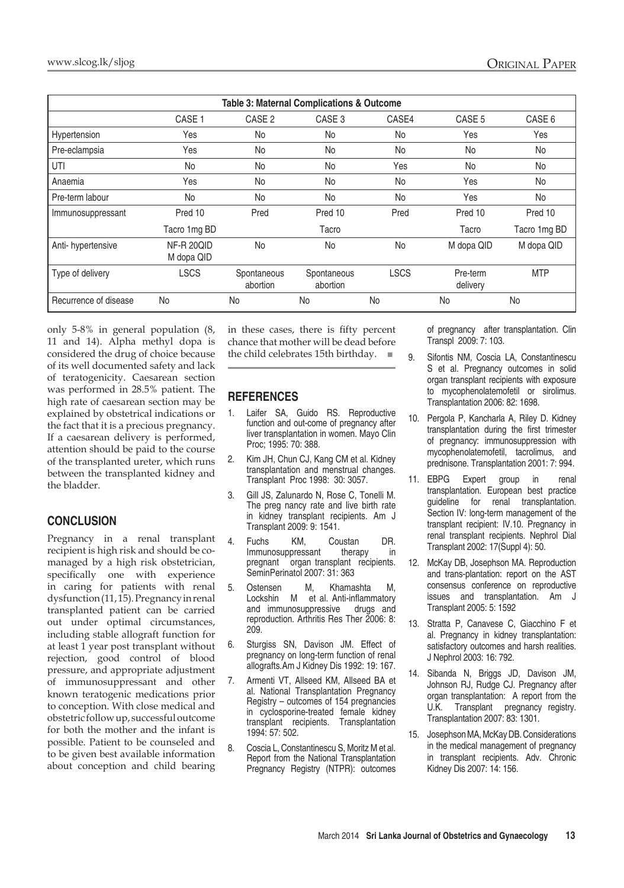**Table 3: Maternal Complications & Outcome**

| | CASE 1 | CASE 2 | CASE 3 | CASE4 | CASE 5 | CASE 6 |
|---|---|---|---|---|---|---|
| Hypertension | Yes | No | No | No | Yes | Yes |
| Pre-eclampsia | Yes | No | No | No | No | No |
| UTI | No | No | No | Yes | No | No |
| Anaemia | Yes | No | No | No | Yes | No |
| Pre-term labour | No | No | No | No | Yes | No |
| Immunosuppressant | Pred 10 | Pred | Pred 10 | Pred | Pred 10 | Pred 10 |
| | Tacro 1mg BD | | Tacro | | Tacro | Tacro 1mg BD |
| Anti- hypertensive | NF-R 20QID M dopa QID | No | No | No | M dopa QID | M dopa QID |
| Type of delivery | LSCS | Spontaneous abortion | Spontaneous abortion | LSCS | Pre-term delivery | MTP |
| Recurrence of disease | No | No | No | No | No | No |

only 5-8% in general population (8, 11 and 14). Alpha methyl dopa is considered the drug of choice because of its well documented safety and lack of teratogenicity. Caesarean section was performed in 28.5% patient. The high rate of caesarean section may be explained by obstetrical indications or the fact that it is a precious pregnancy. If a caesarean delivery is performed, attention should be paid to the course of the transplanted ureter, which runs between the transplanted kidney and the bladder.

## CONCLUSION

Pregnancy in a renal transplant recipient is high risk and should be co-managed by a high risk obstetrician, specifically one with experience in caring for patients with renal dysfunction (11, 15). Pregnancy in renal transplanted patient can be carried out under optimal circumstances, including stable allograft function for at least 1 year post transplant without rejection, good control of blood pressure, and appropriate adjustment of immunosuppressant and other known teratogenic medications prior to conception. With close medical and obstetric follow up, successful outcome for both the mother and the infant is possible. Patient to be counseled and to be given best available information about conception and child bearing in these cases, there is fifty percent chance that mother will be dead before the child celebrates 15th birthday.

## REFERENCES

1. Laifer SA, Guido RS. Reproductive function and out-come of pregnancy after liver transplantation in women. Mayo Clin Proc; 1995: 70: 388.
2. Kim JH, Chun CJ, Kang CM et al. Kidney transplantation and menstrual changes. Transplant Proc 1998: 30: 3057.
3. Gill JS, Zalunardo N, Rose C, Tonelli M. The preg nancy rate and live birth rate in kidney transplant recipients. Am J Transplant 2009: 9: 1541.
4. Fuchs KM, Coustan DR. Immunosuppressant therapy in pregnant organ transplant recipients. SeminPerinatol 2007: 31: 363
5. Ostensen M, Khamashta M, Lockshin M et al. Anti-inflammatory and immunosuppressive drugs and reproduction. Arthritis Res Ther 2006: 8: 209.
6. Sturgiss SN, Davison JM. Effect of pregnancy on long-term function of renal allografts.Am J Kidney Dis 1992: 19: 167.
7. Armenti VT, Allseed KM, Allseed BA et al. National Transplantation Pregnancy Registry – outcomes of 154 pregnancies in cyclosporine-treated female kidney transplant recipients. Transplantation 1994: 57: 502.
8. Coscia L, Constantinescu S, Moritz M et al. Report from the National Transplantation Pregnancy Registry (NTPR): outcomes of pregnancy after transplantation. Clin Transpl 2009: 7: 103.
9. Sifontis NM, Coscia LA, Constantinescu S et al. Pregnancy outcomes in solid organ transplant recipients with exposure to mycophenolatemofetil or sirolimus. Transplantation 2006: 82: 1698.
10. Pergola P, Kancharla A, Riley D. Kidney transplantation during the first trimester of pregnancy: immunosuppression with mycophenolatemofetil, tacrolimus, and prednisone. Transplantation 2001: 7: 994.
11. EBPG Expert group in renal transplantation. European best practice guideline for renal transplantation. Section IV: long-term management of the transplant recipient: IV.10. Pregnancy in renal transplant recipients. Nephrol Dial Transplant 2002: 17(Suppl 4): 50.
12. McKay DB, Josephson MA. Reproduction and trans-plantation: report on the AST consensus conference on reproductive issues and transplantation. Am J Transplant 2005: 5: 1592
13. Stratta P, Canavese C, Giacchino F et al. Pregnancy in kidney transplantation: satisfactory outcomes and harsh realities. J Nephrol 2003: 16: 792.
14. Sibanda N, Briggs JD, Davison JM, Johnson RJ, Rudge CJ. Pregnancy after organ transplantation: A report from the U.K. Transplant pregnancy registry. Transplantation 2007: 83: 1301.
15. Josephson MA, McKay DB. Considerations in the medical management of pregnancy in transplant recipients. Adv. Chronic Kidney Dis 2007: 14: 156.